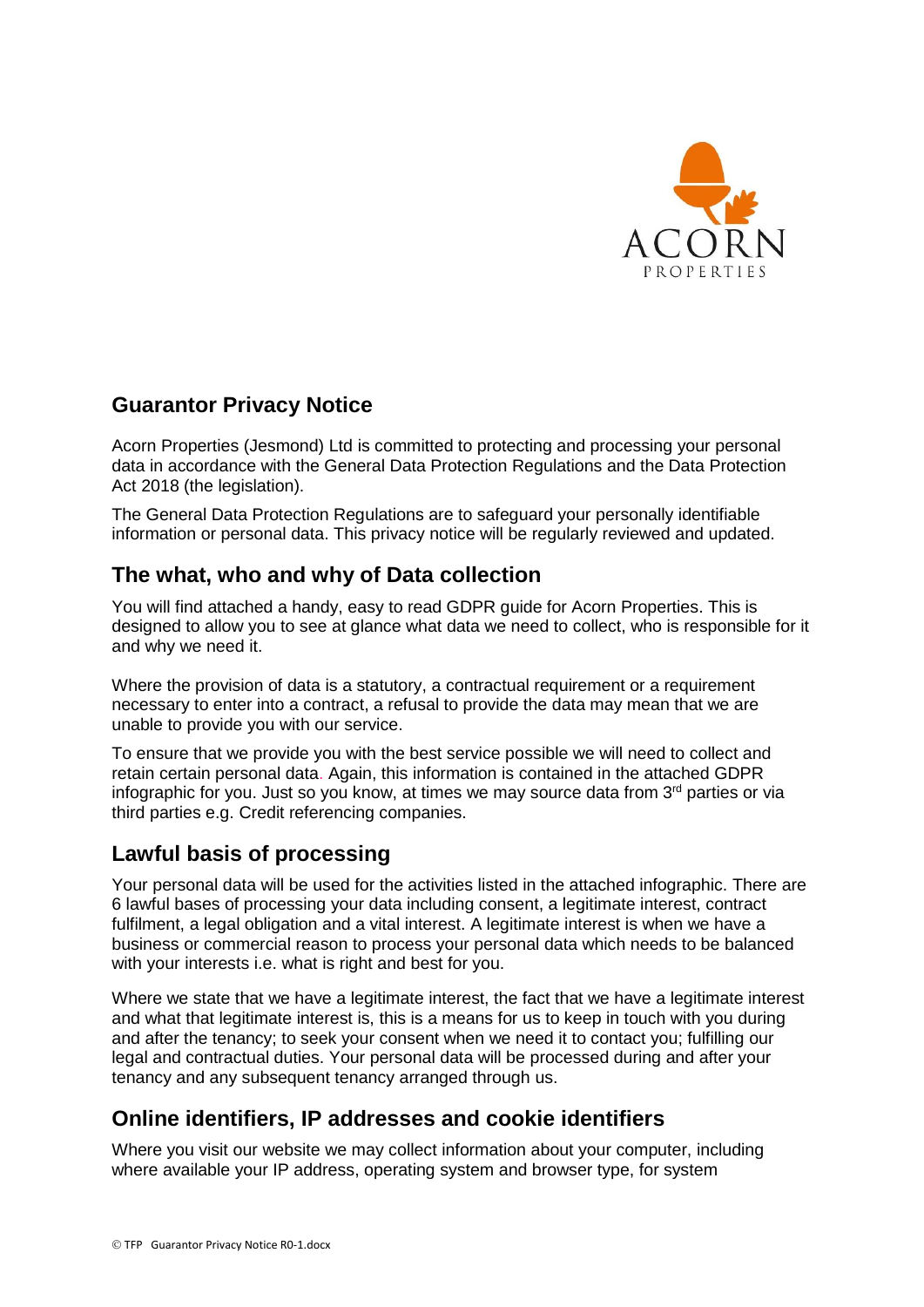## Guarantor Privacy Notice

Acorn Properties (Jesmond) Ltd is committed to protecting and processing your personal data in accordance with the General Data Protection Regulations and the Data Protection Act 2018 (the legislation).

The General Data Protection Regulations are to safeguard your personally identifiable information or personal data. This privacy notice will be regularly reviewed and updated.

## The what, who and why of Data collection

You will find attached a handy, easy to read GDPR guide for Acorn Properties. This is designed to allow you to see at glance what data we need to collect, who is responsible for it and why we need it.

Where the provision of data is a statutory, a contractual requirement or a requirement necessary to enter into a contract, a refusal to provide the data may mean that we are unable to provide you with our service.

To ensure that we provide you with the best service possible we will need to collect and retain certain personal data. Again, this information is contained in the attached GDPR infographic for you. Just so you know, at times we may source data from 3rd parties or via third parties e.g. Credit referencing companies.

## Lawful basis of processing

Your personal data will be used for the activities listed in the attached infographic. There are 6 lawful bases of processing your data including consent, a legitimate interest, contract fulfilment, a legal obligation and a vital interest. A legitimate interest is when we have a business or commercial reason to process your personal data which needs to be balanced with your interests i.e. what is right and best for you.

Where we state that we have a legitimate interest, the fact that we have a legitimate interest and what that legitimate interest is, this is a means for us to keep in touch with you during and after the tenancy; to seek your consent when we need it to contact you; fulfilling our legal and contractual duties. Your personal data will be processed during and after your tenancy and any subsequent tenancy arranged through us.

## Online identifiers, IP addresses and cookie identifiers

Where you visit our website we may collect information about your computer, including where available your IP address, operating system and browser type, for system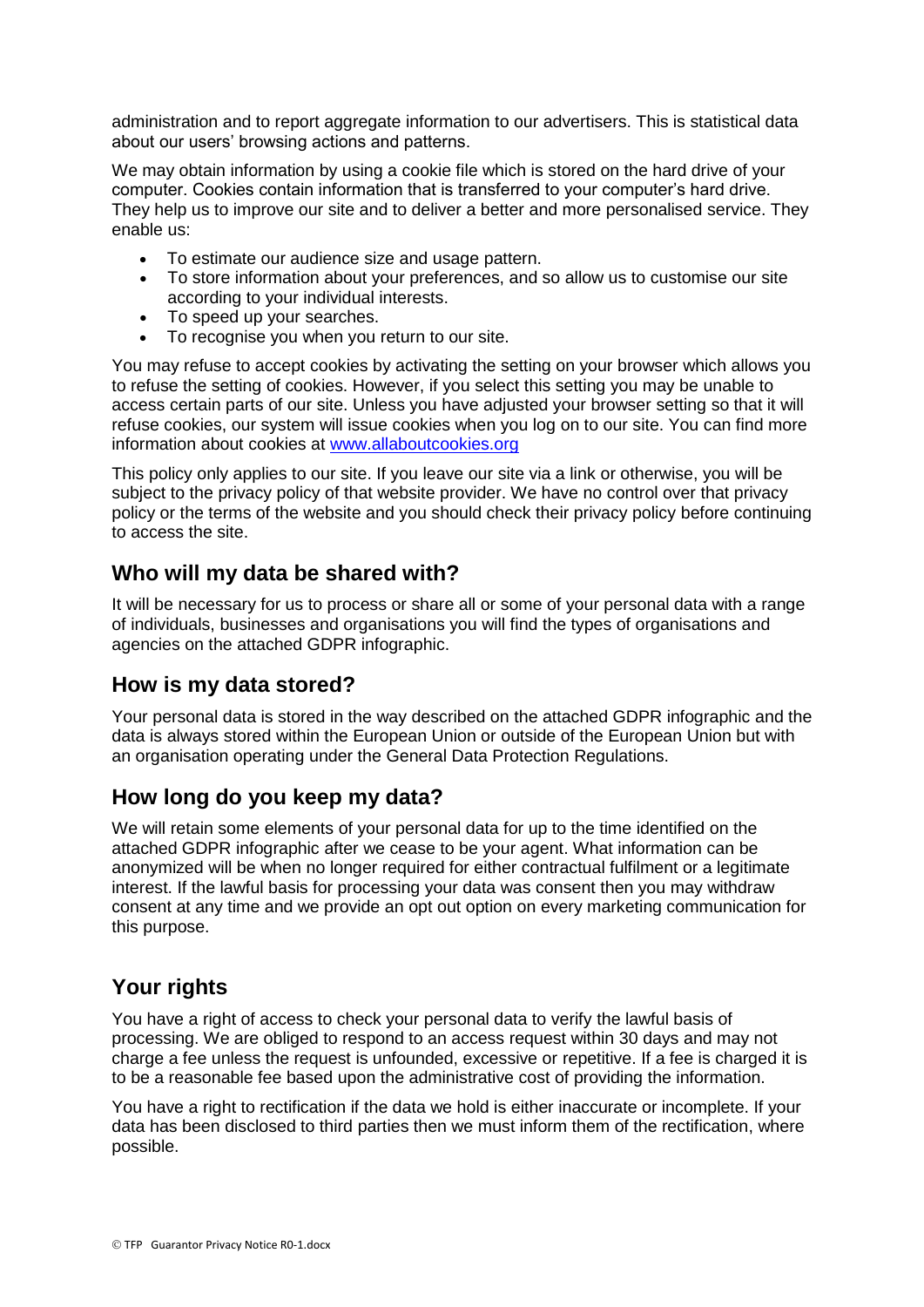administration and to report aggregate information to our advertisers. This is statistical data about our users' browsing actions and patterns.

We may obtain information by using a cookie file which is stored on the hard drive of your computer. Cookies contain information that is transferred to your computer's hard drive. They help us to improve our site and to deliver a better and more personalised service. They enable us:

- To estimate our audience size and usage pattern.
- To store information about your preferences, and so allow us to customise our site according to your individual interests.
- To speed up your searches.
- To recognise you when you return to our site.

You may refuse to accept cookies by activating the setting on your browser which allows you to refuse the setting of cookies. However, if you select this setting you may be unable to access certain parts of our site. Unless you have adjusted your browser setting so that it will refuse cookies, our system will issue cookies when you log on to our site. You can find more information about cookies at [www.allaboutcookies.org](http://www.allaboutcookies.org)

This policy only applies to our site. If you leave our site via a link or otherwise, you will be subject to the privacy policy of that website provider. We have no control over that privacy policy or the terms of the website and you should check their privacy policy before continuing to access the site.

## Who will my data be shared with?

It will be necessary for us to process or share all or some of your personal data with a range of individuals, businesses and organisations you will find the types of organisations and agencies on the attached GDPR infographic.

## How is my data stored?

Your personal data is stored in the way described on the attached GDPR infographic and the data is always stored within the European Union or outside of the European Union but with an organisation operating under the General Data Protection Regulations.

## How long do you keep my data?

We will retain some elements of your personal data for up to the time identified on the attached GDPR infographic after we cease to be your agent. What information can be anonymized will be when no longer required for either contractual fulfilment or a legitimate interest. If the lawful basis for processing your data was consent then you may withdraw consent at any time and we provide an opt out option on every marketing communication for this purpose.

## Your rights

You have a right of access to check your personal data to verify the lawful basis of processing. We are obliged to respond to an access request within 30 days and may not charge a fee unless the request is unfounded, excessive or repetitive. If a fee is charged it is to be a reasonable fee based upon the administrative cost of providing the information.

You have a right to rectification if the data we hold is either inaccurate or incomplete. If your data has been disclosed to third parties then we must inform them of the rectification, where possible.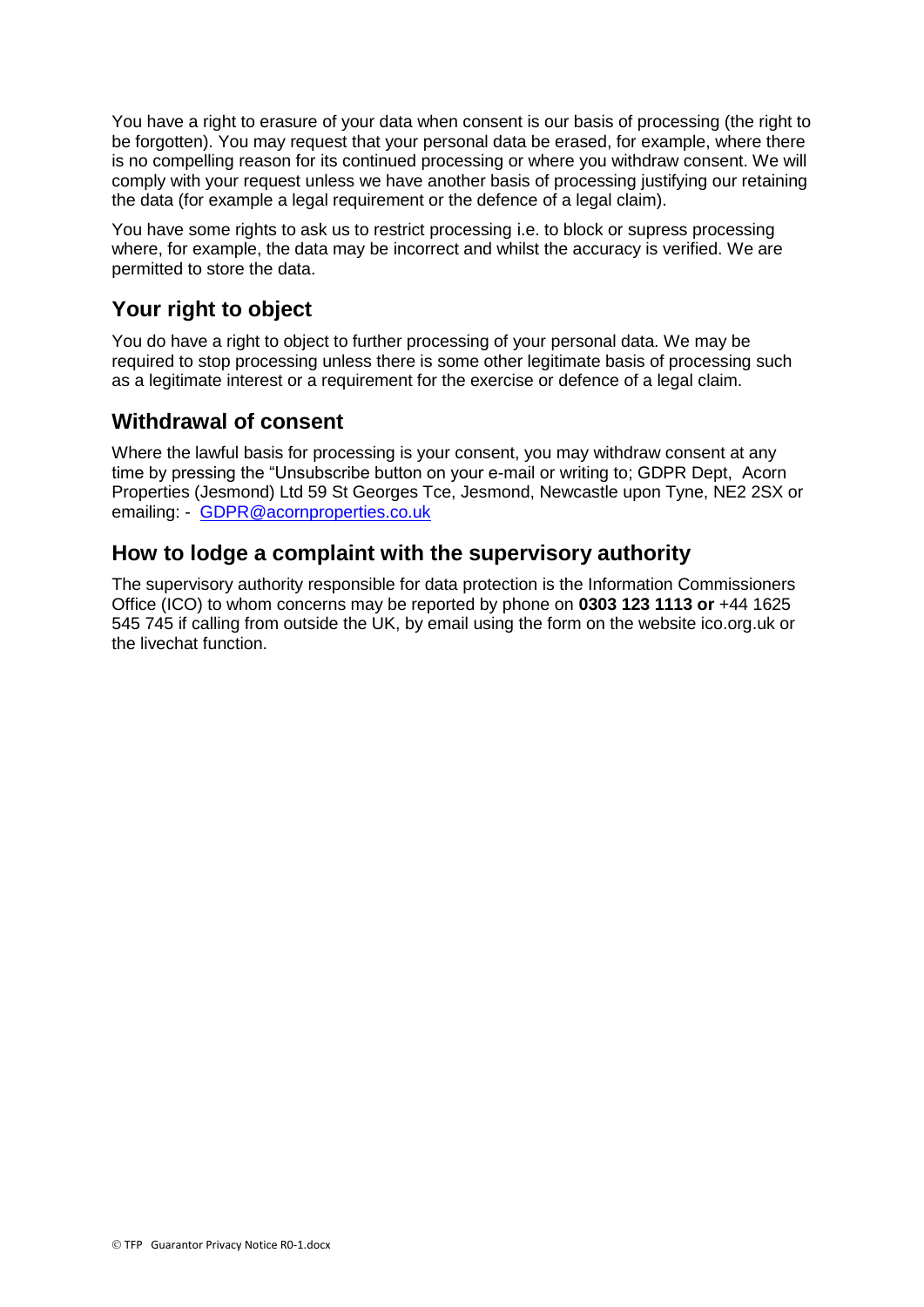You have a right to erasure of your data when consent is our basis of processing (the right to be forgotten). You may request that your personal data be erased, for example, where there is no compelling reason for its continued processing or where you withdraw consent. We will comply with your request unless we have another basis of processing justifying our retaining the data (for example a legal requirement or the defence of a legal claim).

You have some rights to ask us to restrict processing i.e. to block or supress processing where, for example, the data may be incorrect and whilst the accuracy is verified. We are permitted to store the data.

## Your right to object

You do have a right to object to further processing of your personal data. We may be required to stop processing unless there is some other legitimate basis of processing such as a legitimate interest or a requirement for the exercise or defence of a legal claim.

## Withdrawal of consent

Where the lawful basis for processing is your consent, you may withdraw consent at any time by pressing the "Unsubscribe button on your e-mail or writing to; GDPR Dept, Acorn Properties (Jesmond) Ltd 59 St Georges Tce, Jesmond, Newcastle upon Tyne, NE2 2SX or emailing: - GDPR@acornproperties.co.uk

## How to lodge a complaint with the supervisory authority

The supervisory authority responsible for data protection is the Information Commissioners Office (ICO) to whom concerns may be reported by phone on **0303 123 1113 or** +44 1625 545 745 if calling from outside the UK, by email using the form on the website ico.org.uk or the livechat function.